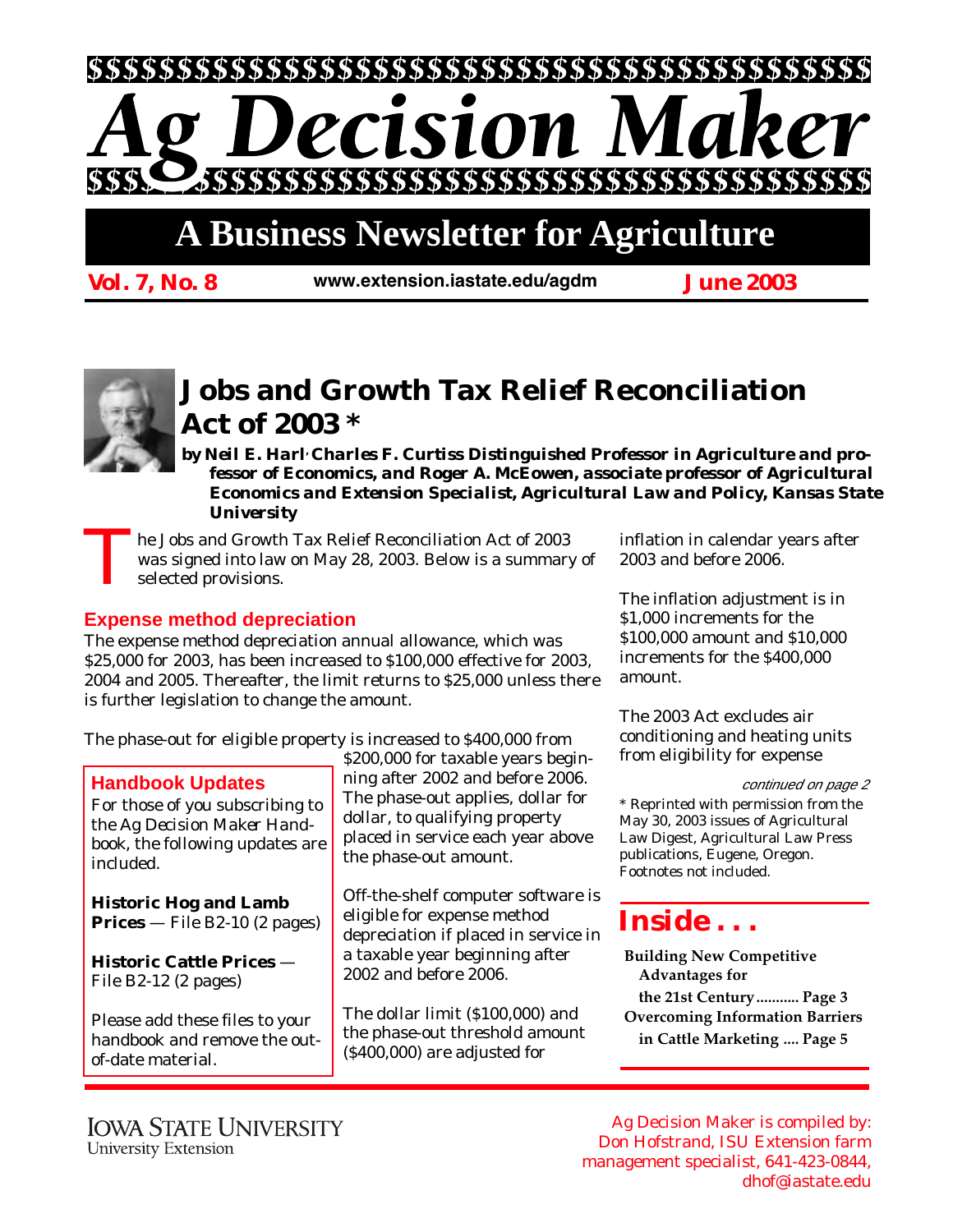# Ag Decision Maker

## A Business Newsletter for Agriculture

**Vol. 7, No. 8** www.extension.iastate.edu/agdm **June 2003**

# Jobs and Growth Tax Relief Reconciliation Act of 2003 *

***by Neil E. Harl**, Charles F. Curtiss Distinguished Professor in Agriculture and professor of Economics, and **Roger A. McEowen**, associate professor of Agricultural Economics and Extension Specialist, Agricultural Law and Policy, Kansas State University*

The Jobs and Growth Tax Relief Reconciliation Act of 2003 was signed into law on May 28, 2003. Below is a summary of selected provisions.

### Expense method depreciation

The expense method depreciation annual allowance, which was $25,000 for 2003, has been increased to $100,000 effective for 2003, 2004 and 2005. Thereafter, the limit returns to $25,000 unless there is further legislation to change the amount.

The phase-out for eligible property is increased to $400,000 from $200,000 for taxable years beginning after 2002 and before 2006. The phase-out applies, dollar for dollar, to qualifying property placed in service each year above the phase-out amount.

Off-the-shelf computer software is eligible for expense method depreciation if placed in service in a taxable year beginning after 2002 and before 2006.

The dollar limit ($100,000) and the phase-out threshold amount ($400,000) are adjusted for inflation in calendar years after 2003 and before 2006.

The inflation adjustment is in $1,000 increments for the $100,000 amount and $10,000 increments for the $400,000 amount.

The 2003 Act excludes air conditioning and heating units from eligibility for expense

*continued on page 2*

\* Reprinted with permission from the May 30, 2003 issues of Agricultural Law Digest, Agricultural Law Press publications, Eugene, Oregon. Footnotes not included.

### Handbook Updates

For those of you subscribing to the Ag Decision Maker Handbook, the following updates are included.

**Historic Hog and Lamb Prices** — File B2-10 (2 pages)

**Historic Cattle Prices** — File B2-12 (2 pages)

Please add these files to your handbook and remove the out-of-date material.

### Inside . . .

**Building New Competitive Advantages for the 21st Century ........... Page 3**

**Overcoming Information Barriers in Cattle Marketing .... Page 5**

Iowa State University
University Extension

Ag Decision Maker is compiled by: Don Hofstrand, ISU Extension farm management specialist, 641-423-0844, dhof@iastate.edu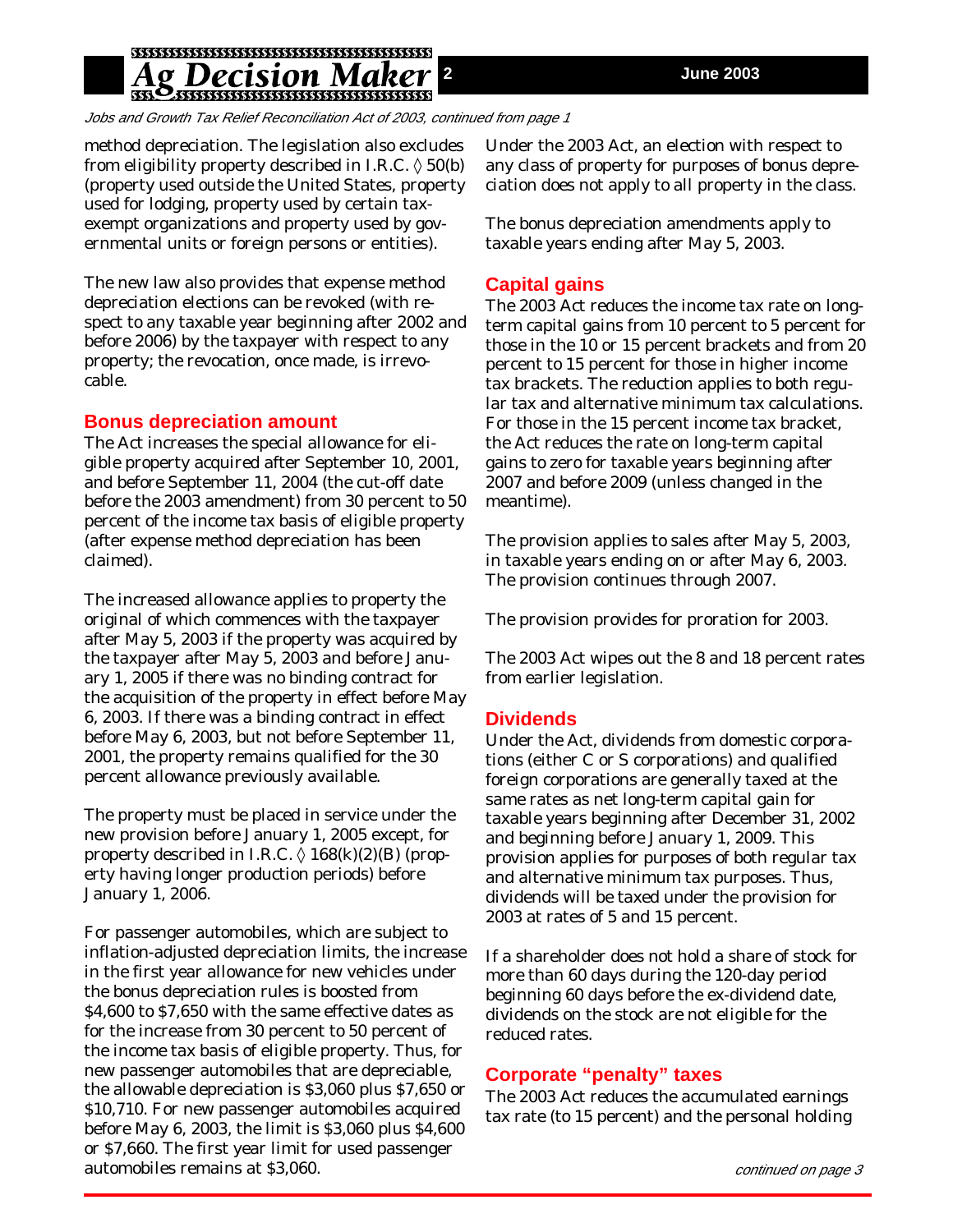*Jobs and Growth Tax Relief Reconciliation Act of 2003, continued from page 1*

method depreciation. The legislation also excludes from eligibility property described in I.R.C. § 50(b) (property used outside the United States, property used for lodging, property used by certain tax-exempt organizations and property used by governmental units or foreign persons or entities).

The new law also provides that expense method depreciation elections can be revoked (with respect to any taxable year beginning after 2002 and before 2006) by the taxpayer with respect to any property; the revocation, once made, is irrevocable.

## Bonus depreciation amount

The Act increases the special allowance for eligible property acquired after September 10, 2001, and before September 11, 2004 (the cut-off date before the 2003 amendment) from 30 percent to 50 percent of the income tax basis of eligible property (after expense method depreciation has been claimed).

The increased allowance applies to property the original of which commences with the taxpayer after May 5, 2003 if the property was acquired by the taxpayer after May 5, 2003 and before January 1, 2005 if there was no binding contract for the acquisition of the property in effect before May 6, 2003. If there was a binding contract in effect before May 6, 2003, but not before September 11, 2001, the property remains qualified for the 30 percent allowance previously available.

The property must be placed in service under the new provision before January 1, 2005 except, for property described in I.R.C. § 168(k)(2)(B) (property having longer production periods) before January 1, 2006.

For passenger automobiles, which are subject to inflation-adjusted depreciation limits, the increase in the first year allowance for new vehicles under the bonus depreciation rules is boosted from $4,600 to $7,650 with the same effective dates as for the increase from 30 percent to 50 percent of the income tax basis of eligible property. Thus, for new passenger automobiles that are depreciable, the allowable depreciation is $3,060 plus $7,650 or $10,710. For new passenger automobiles acquired before May 6, 2003, the limit is $3,060 plus $4,600 or $7,660. The first year limit for used passenger automobiles remains at $3,060.

Under the 2003 Act, an election with respect to any class of property for purposes of bonus depreciation does not apply to all property in the class.

The bonus depreciation amendments apply to taxable years ending after May 5, 2003.

## Capital gains

The 2003 Act reduces the income tax rate on long-term capital gains from 10 percent to 5 percent for those in the 10 or 15 percent brackets and from 20 percent to 15 percent for those in higher income tax brackets. The reduction applies to both regular tax and alternative minimum tax calculations. For those in the 15 percent income tax bracket, the Act reduces the rate on long-term capital gains to zero for taxable years beginning after 2007 and before 2009 (unless changed in the meantime).

The provision applies to sales after May 5, 2003, in taxable years ending on or after May 6, 2003. The provision continues through 2007.

The provision provides for proration for 2003.

The 2003 Act wipes out the 8 and 18 percent rates from earlier legislation.

## Dividends

Under the Act, dividends from domestic corporations (either C or S corporations) and qualified foreign corporations are generally taxed at the same rates as net long-term capital gain for taxable years beginning after December 31, 2002 and beginning before January 1, 2009. This provision applies for purposes of both regular tax and alternative minimum tax purposes. Thus, dividends will be taxed under the provision for 2003 at rates of 5 and 15 percent.

If a shareholder does not hold a share of stock for more than 60 days during the 120-day period beginning 60 days before the ex-dividend date, dividends on the stock are not eligible for the reduced rates.

## Corporate "penalty" taxes

The 2003 Act reduces the accumulated earnings tax rate (to 15 percent) and the personal holding

*continued on page 3*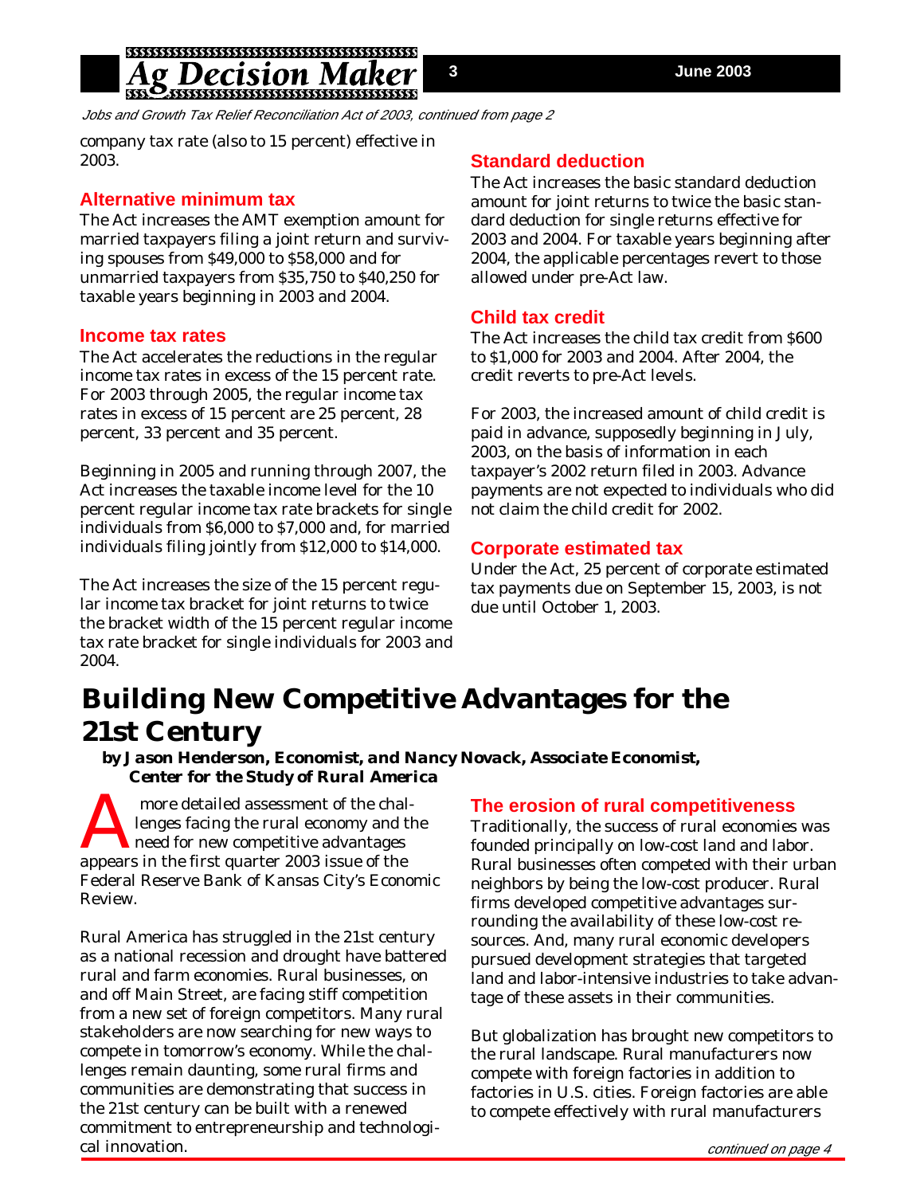*Jobs and Growth Tax Relief Reconciliation Act of 2003, continued from page 2*

company tax rate (also to 15 percent) effective in 2003.

### Alternative minimum tax

The Act increases the AMT exemption amount for married taxpayers filing a joint return and surviving spouses from $49,000 to $58,000 and for unmarried taxpayers from $35,750 to $40,250 for taxable years beginning in 2003 and 2004.

### Income tax rates

The Act accelerates the reductions in the regular income tax rates in excess of the 15 percent rate. For 2003 through 2005, the regular income tax rates in excess of 15 percent are 25 percent, 28 percent, 33 percent and 35 percent.

Beginning in 2005 and running through 2007, the Act increases the taxable income level for the 10 percent regular income tax rate brackets for single individuals from $6,000 to $7,000 and, for married individuals filing jointly from $12,000 to $14,000.

The Act increases the size of the 15 percent regular income tax bracket for joint returns to twice the bracket width of the 15 percent regular income tax rate bracket for single individuals for 2003 and 2004.

### Standard deduction

The Act increases the basic standard deduction amount for joint returns to twice the basic standard deduction for single returns effective for 2003 and 2004. For taxable years beginning after 2004, the applicable percentages revert to those allowed under pre-Act law.

### Child tax credit

The Act increases the child tax credit from $600 to $1,000 for 2003 and 2004. After 2004, the credit reverts to pre-Act levels.

For 2003, the increased amount of child credit is paid in advance, supposedly beginning in July, 2003, on the basis of information in each taxpayer's 2002 return filed in 2003. Advance payments are not expected to individuals who did not claim the child credit for 2002.

### Corporate estimated tax

Under the Act, 25 percent of corporate estimated tax payments due on September 15, 2003, is not due until October 1, 2003.

# Building New Competitive Advantages for the 21st Century

***by Jason Henderson, Economist, and Nancy Novack, Associate Economist, Center for the Study of Rural America***

A more detailed assessment of the challenges facing the rural economy and the need for new competitive advantages appears in the first quarter 2003 issue of the Federal Reserve Bank of Kansas City's Economic Review.

Rural America has struggled in the 21st century as a national recession and drought have battered rural and farm economies. Rural businesses, on and off Main Street, are facing stiff competition from a new set of foreign competitors. Many rural stakeholders are now searching for new ways to compete in tomorrow's economy. While the challenges remain daunting, some rural firms and communities are demonstrating that success in the 21st century can be built with a renewed commitment to entrepreneurship and technological innovation.

### The erosion of rural competitiveness

Traditionally, the success of rural economies was founded principally on low-cost land and labor. Rural businesses often competed with their urban neighbors by being the low-cost producer. Rural firms developed competitive advantages surrounding the availability of these low-cost resources. And, many rural economic developers pursued development strategies that targeted land and labor-intensive industries to take advantage of these assets in their communities.

But globalization has brought new competitors to the rural landscape. Rural manufacturers now compete with foreign factories in addition to factories in U.S. cities. Foreign factories are able to compete effectively with rural manufacturers

*continued on page 4*